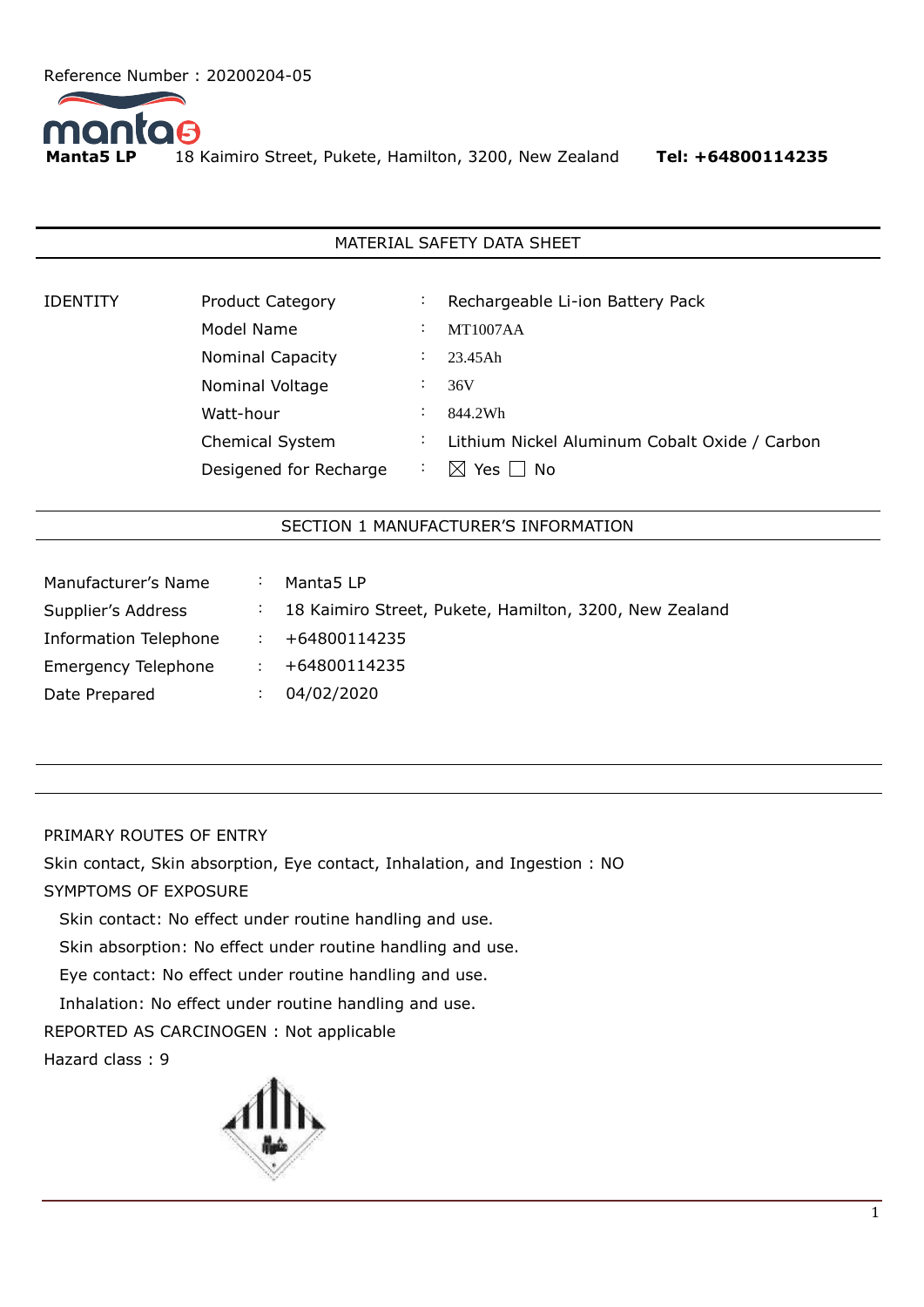Reference Number : 20200204-05

**Manta5 LP** 18 Kaimiro Street, Pukete, Hamilton, 3200, New Zealand **Tel: +64800114235**

## MATERIAL SAFETY DATA SHEET

| IDENTITY | | | |
|---|---|---|---|
| | Product Category | : | Rechargeable Li-ion Battery Pack |
| | Model Name | : | MT1007AA |
| | Nominal Capacity | : | 23.45Ah |
| | Nominal Voltage | : | 36V |
| | Watt-hour | : | 844.2Wh |
| | Chemical System | : | Lithium Nickel Aluminum Cobalt Oxide / Carbon |
| | Desigened for Recharge | : | ☒ Yes ☐ No |

## SECTION 1 MANUFACTURER'S INFORMATION

| | | |
|---|---|---|
| Manufacturer's Name | : | Manta5 LP |
| Supplier's Address | : | 18 Kaimiro Street, Pukete, Hamilton, 3200, New Zealand |
| Information Telephone | : | +64800114235 |
| Emergency Telephone | : | +64800114235 |
| Date Prepared | : | 04/02/2020 |

PRIMARY ROUTES OF ENTRY

Skin contact, Skin absorption, Eye contact, Inhalation, and Ingestion : NO

SYMPTOMS OF EXPOSURE

Skin contact: No effect under routine handling and use.

Skin absorption: No effect under routine handling and use.

Eye contact: No effect under routine handling and use.

Inhalation: No effect under routine handling and use.

REPORTED AS CARCINOGEN : Not applicable

Hazard class : 9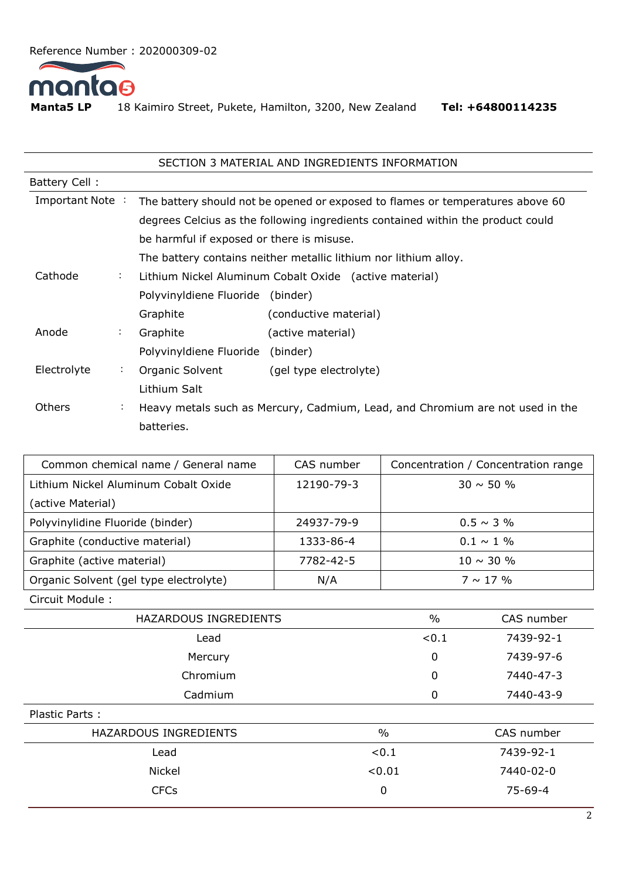Reference Number : 202000309-02

**Manta5 LP** 18 Kaimiro Street, Pukete, Hamilton, 3200, New Zealand **Tel: +64800114235**

## SECTION 3 MATERIAL AND INGREDIENTS INFORMATION

Battery Cell :

Important Note : The battery should not be opened or exposed to flames or temperatures above 60 degrees Celcius as the following ingredients contained within the product could be harmful if exposed or there is misuse.
The battery contains neither metallic lithium nor lithium alloy.

Cathode : Lithium Nickel Aluminum Cobalt Oxide (active material)
Polyvinyldiene Fluoride (binder)
Graphite (conductive material)

Anode : Graphite (active material)
Polyvinyldiene Fluoride (binder)

Electrolyte : Organic Solvent (gel type electrolyte)
Lithium Salt

Others : Heavy metals such as Mercury, Cadmium, Lead, and Chromium are not used in the batteries.

| Common chemical name / General name | CAS number | Concentration / Concentration range |
|---|---|---|
| Lithium Nickel Aluminum Cobalt Oxide (active Material) | 12190-79-3 | 30 ~ 50 % |
| Polyvinylidine Fluoride (binder) | 24937-79-9 | 0.5 ~ 3 % |
| Graphite (conductive material) | 1333-86-4 | 0.1 ~ 1 % |
| Graphite (active material) | 7782-42-5 | 10 ~ 30 % |
| Organic Solvent (gel type electrolyte) | N/A | 7 ~ 17 % |

Circuit Module :

| HAZARDOUS INGREDIENTS | % | CAS number |
|---|---|---|
| Lead | <0.1 | 7439-92-1 |
| Mercury | 0 | 7439-97-6 |
| Chromium | 0 | 7440-47-3 |
| Cadmium | 0 | 7440-43-9 |

Plastic Parts :

| HAZARDOUS INGREDIENTS | % | CAS number |
|---|---|---|
| Lead | <0.1 | 7439-92-1 |
| Nickel | <0.01 | 7440-02-0 |
| CFCs | 0 | 75-69-4 |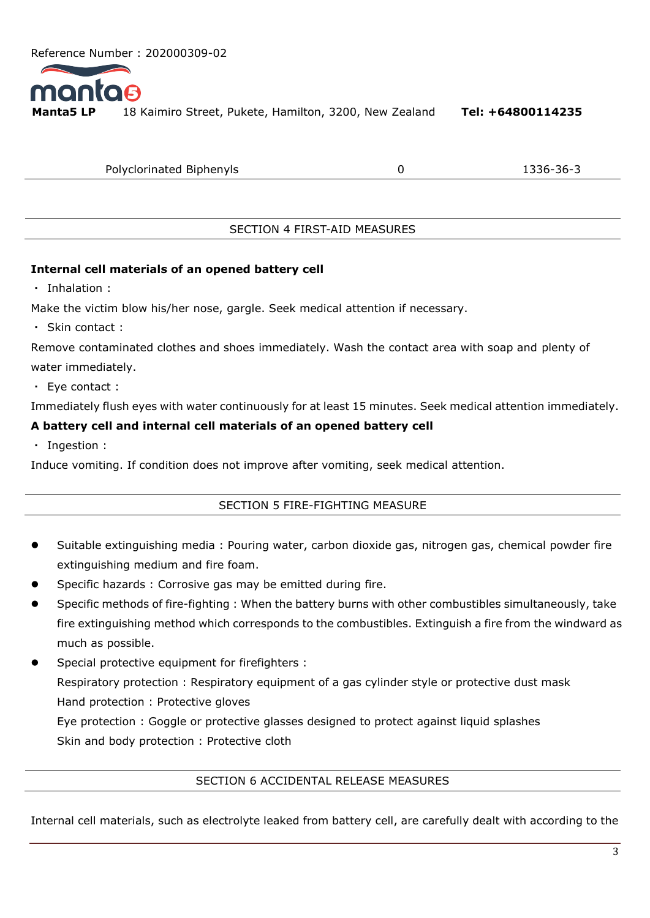| | | |
|---|---|---|
| Polyclorinated Biphenyls | 0 | 1336-36-3 |

## SECTION 4 FIRST-AID MEASURES

**Internal cell materials of an opened battery cell**

・ Inhalation :

Make the victim blow his/her nose, gargle. Seek medical attention if necessary.

・ Skin contact :

Remove contaminated clothes and shoes immediately. Wash the contact area with soap and plenty of water immediately.

・ Eye contact :

Immediately flush eyes with water continuously for at least 15 minutes. Seek medical attention immediately.

**A battery cell and internal cell materials of an opened battery cell**

・ Ingestion :

Induce vomiting. If condition does not improve after vomiting, seek medical attention.

## SECTION 5 FIRE-FIGHTING MEASURE

- Suitable extinguishing media : Pouring water, carbon dioxide gas, nitrogen gas, chemical powder fire extinguishing medium and fire foam.
- Specific hazards : Corrosive gas may be emitted during fire.
- Specific methods of fire-fighting : When the battery burns with other combustibles simultaneously, take fire extinguishing method which corresponds to the combustibles. Extinguish a fire from the windward as much as possible.
- Special protective equipment for firefighters :
  Respiratory protection : Respiratory equipment of a gas cylinder style or protective dust mask
  Hand protection : Protective gloves
  Eye protection : Goggle or protective glasses designed to protect against liquid splashes
  Skin and body protection : Protective cloth

## SECTION 6 ACCIDENTAL RELEASE MEASURES

Internal cell materials, such as electrolyte leaked from battery cell, are carefully dealt with according to the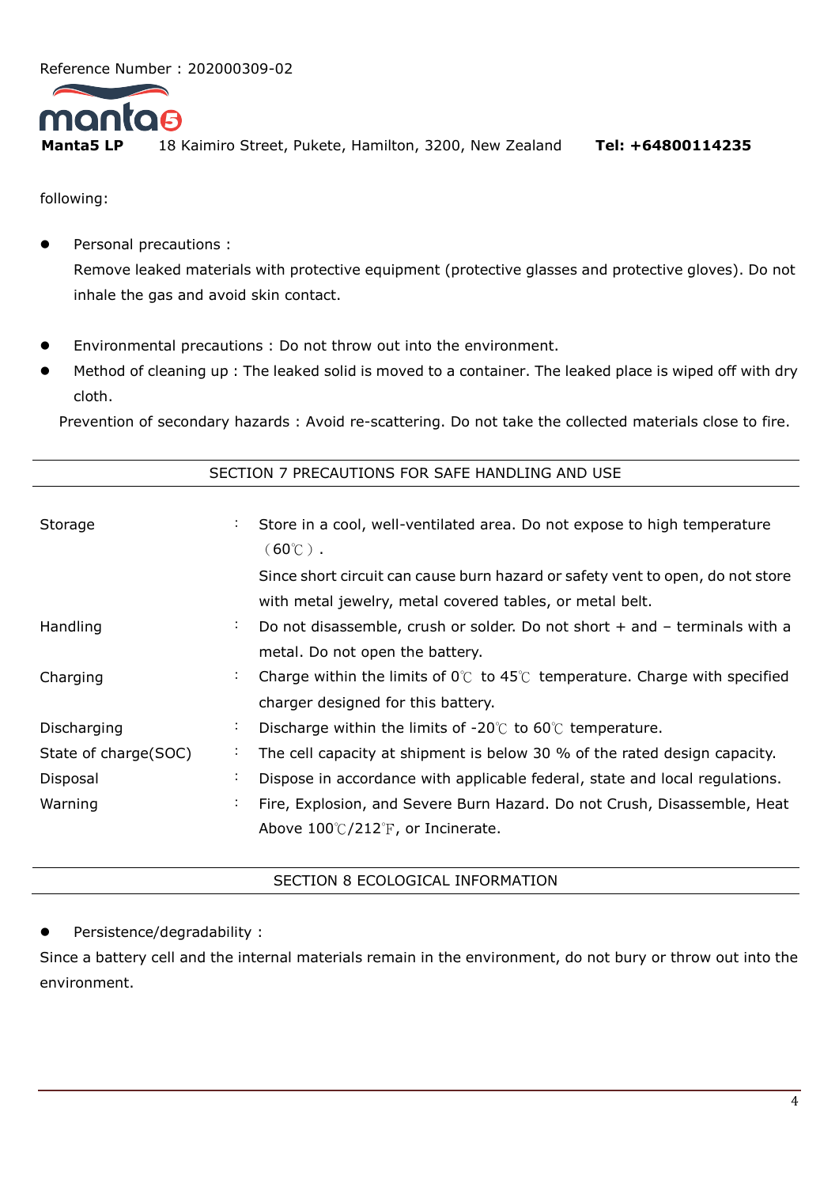following:

- Personal precautions :
  Remove leaked materials with protective equipment (protective glasses and protective gloves). Do not inhale the gas and avoid skin contact.

- Environmental precautions : Do not throw out into the environment.
- Method of cleaning up : The leaked solid is moved to a container. The leaked place is wiped off with dry cloth.

Prevention of secondary hazards : Avoid re-scattering. Do not take the collected materials close to fire.

## SECTION 7 PRECAUTIONS FOR SAFE HANDLING AND USE

| | | |
|---|---|---|
| Storage | : | Store in a cool, well-ventilated area. Do not expose to high temperature （60℃）. Since short circuit can cause burn hazard or safety vent to open, do not store with metal jewelry, metal covered tables, or metal belt. |
| Handling | : | Do not disassemble, crush or solder. Do not short + and – terminals with a metal. Do not open the battery. |
| Charging | : | Charge within the limits of 0℃ to 45℃ temperature. Charge with specified charger designed for this battery. |
| Discharging | : | Discharge within the limits of -20℃ to 60℃ temperature. |
| State of charge(SOC) | : | The cell capacity at shipment is below 30 % of the rated design capacity. |
| Disposal | : | Dispose in accordance with applicable federal, state and local regulations. |
| Warning | : | Fire, Explosion, and Severe Burn Hazard. Do not Crush, Disassemble, Heat Above 100℃/212℉, or Incinerate. |

## SECTION 8 ECOLOGICAL INFORMATION

- Persistence/degradability :

Since a battery cell and the internal materials remain in the environment, do not bury or throw out into the environment.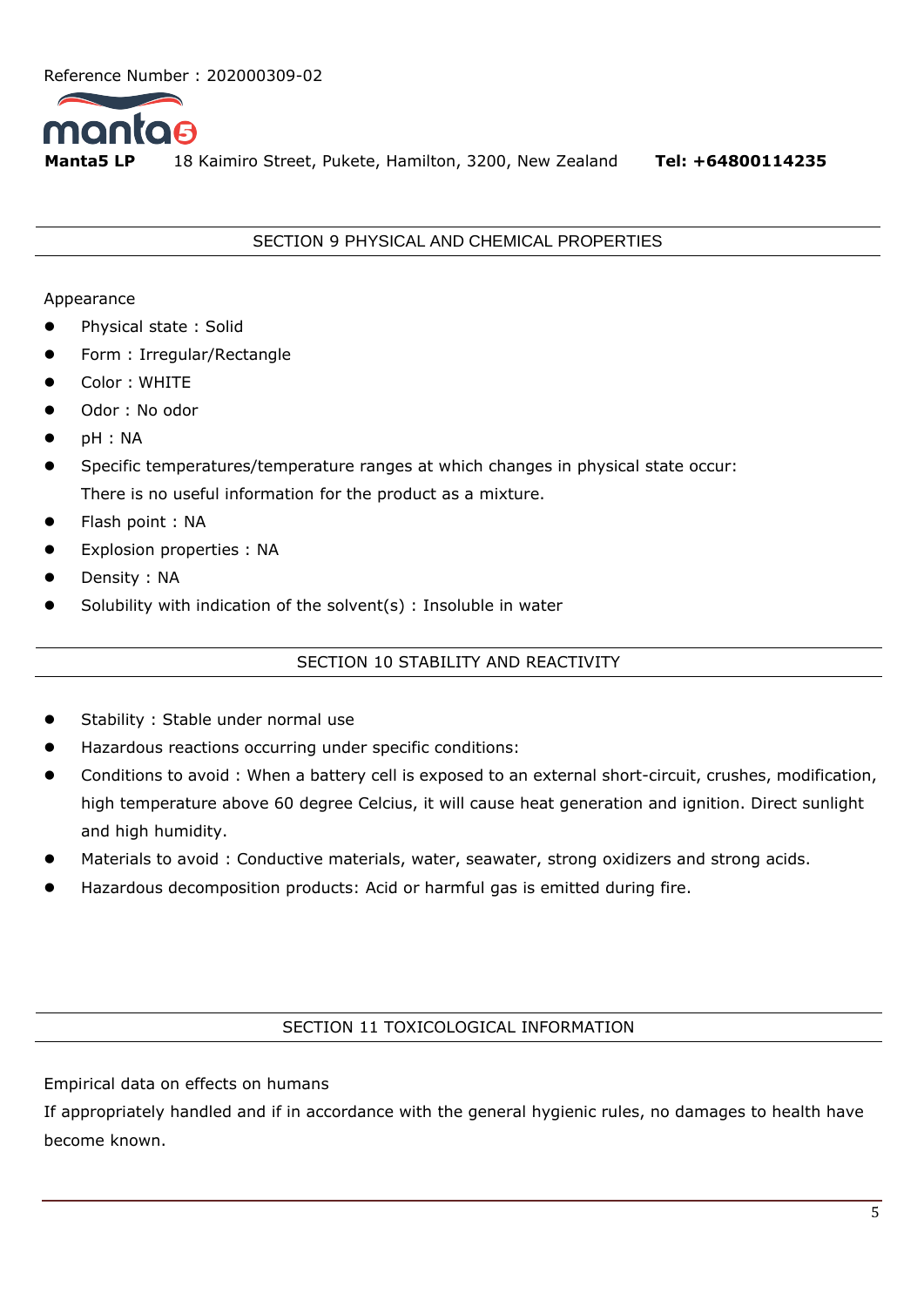## SECTION 9 PHYSICAL AND CHEMICAL PROPERTIES

Appearance

- Physical state : Solid
- Form : Irregular/Rectangle
- Color : WHITE
- Odor : No odor
- pH : NA
- Specific temperatures/temperature ranges at which changes in physical state occur: There is no useful information for the product as a mixture.
- Flash point : NA
- Explosion properties : NA
- Density : NA
- Solubility with indication of the solvent(s) : Insoluble in water

## SECTION 10 STABILITY AND REACTIVITY

- Stability : Stable under normal use
- Hazardous reactions occurring under specific conditions:
- Conditions to avoid : When a battery cell is exposed to an external short-circuit, crushes, modification, high temperature above 60 degree Celcius, it will cause heat generation and ignition. Direct sunlight and high humidity.
- Materials to avoid : Conductive materials, water, seawater, strong oxidizers and strong acids.
- Hazardous decomposition products: Acid or harmful gas is emitted during fire.

## SECTION 11 TOXICOLOGICAL INFORMATION

Empirical data on effects on humans

If appropriately handled and if in accordance with the general hygienic rules, no damages to health have become known.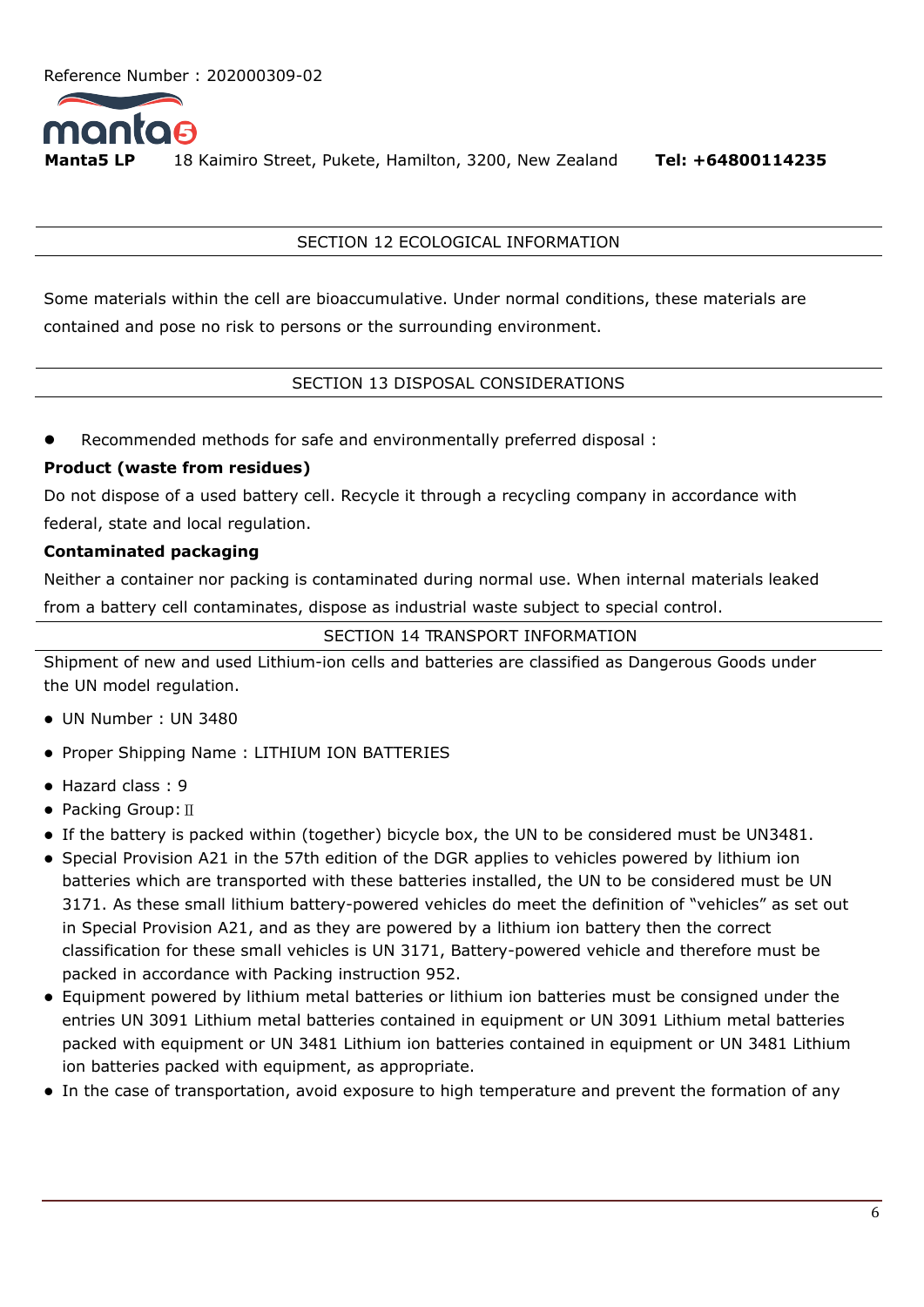Reference Number : 202000309-02

**Manta5 LP** 18 Kaimiro Street, Pukete, Hamilton, 3200, New Zealand **Tel: +64800114235**

## SECTION 12 ECOLOGICAL INFORMATION

Some materials within the cell are bioaccumulative. Under normal conditions, these materials are contained and pose no risk to persons or the surrounding environment.

## SECTION 13 DISPOSAL CONSIDERATIONS

- Recommended methods for safe and environmentally preferred disposal :

**Product (waste from residues)**

Do not dispose of a used battery cell. Recycle it through a recycling company in accordance with federal, state and local regulation.

**Contaminated packaging**

Neither a container nor packing is contaminated during normal use. When internal materials leaked from a battery cell contaminates, dispose as industrial waste subject to special control.

## SECTION 14 TRANSPORT INFORMATION

Shipment of new and used Lithium-ion cells and batteries are classified as Dangerous Goods under the UN model regulation.

- UN Number : UN 3480
- Proper Shipping Name : LITHIUM ION BATTERIES
- Hazard class : 9
- Packing Group: Ⅱ
- If the battery is packed within (together) bicycle box, the UN to be considered must be UN3481.
- Special Provision A21 in the 57th edition of the DGR applies to vehicles powered by lithium ion batteries which are transported with these batteries installed, the UN to be considered must be UN 3171. As these small lithium battery-powered vehicles do meet the definition of "vehicles" as set out in Special Provision A21, and as they are powered by a lithium ion battery then the correct classification for these small vehicles is UN 3171, Battery-powered vehicle and therefore must be packed in accordance with Packing instruction 952.
- Equipment powered by lithium metal batteries or lithium ion batteries must be consigned under the entries UN 3091 Lithium metal batteries contained in equipment or UN 3091 Lithium metal batteries packed with equipment or UN 3481 Lithium ion batteries contained in equipment or UN 3481 Lithium ion batteries packed with equipment, as appropriate.
- In the case of transportation, avoid exposure to high temperature and prevent the formation of any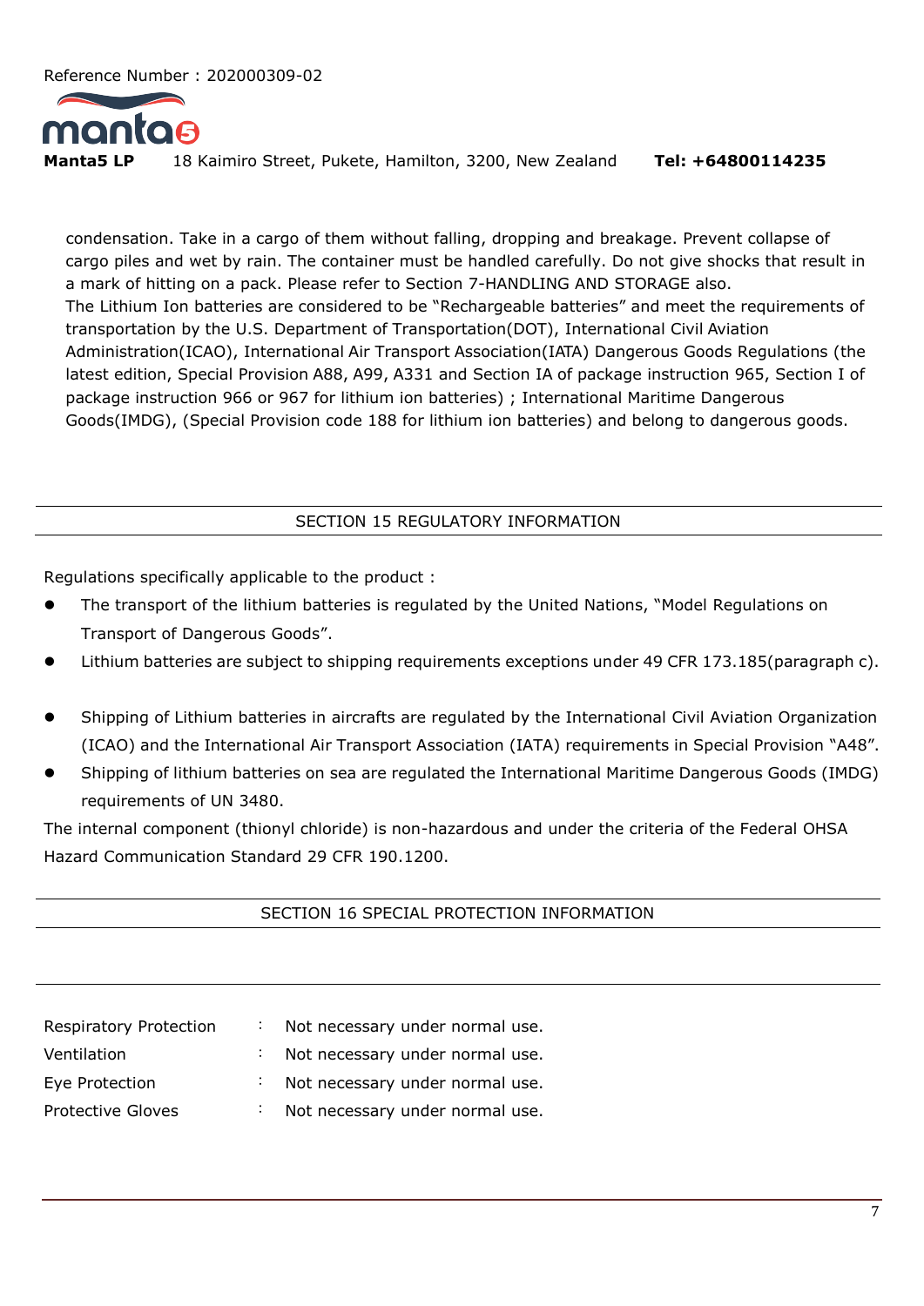condensation. Take in a cargo of them without falling, dropping and breakage. Prevent collapse of cargo piles and wet by rain. The container must be handled carefully. Do not give shocks that result in a mark of hitting on a pack. Please refer to Section 7-HANDLING AND STORAGE also.
The Lithium Ion batteries are considered to be "Rechargeable batteries" and meet the requirements of transportation by the U.S. Department of Transportation(DOT), International Civil Aviation Administration(ICAO), International Air Transport Association(IATA) Dangerous Goods Regulations (the latest edition, Special Provision A88, A99, A331 and Section IA of package instruction 965, Section I of package instruction 966 or 967 for lithium ion batteries) ; International Maritime Dangerous Goods(IMDG), (Special Provision code 188 for lithium ion batteries) and belong to dangerous goods.

## SECTION 15 REGULATORY INFORMATION

Regulations specifically applicable to the product :

- The transport of the lithium batteries is regulated by the United Nations, "Model Regulations on Transport of Dangerous Goods".
- Lithium batteries are subject to shipping requirements exceptions under 49 CFR 173.185(paragraph c).
- Shipping of Lithium batteries in aircrafts are regulated by the International Civil Aviation Organization (ICAO) and the International Air Transport Association (IATA) requirements in Special Provision "A48".
- Shipping of lithium batteries on sea are regulated the International Maritime Dangerous Goods (IMDG) requirements of UN 3480.

The internal component (thionyl chloride) is non-hazardous and under the criteria of the Federal OHSA Hazard Communication Standard 29 CFR 190.1200.

## SECTION 16 SPECIAL PROTECTION INFORMATION

| | | |
|---|---|---|
| Respiratory Protection | : | Not necessary under normal use. |
| Ventilation | : | Not necessary under normal use. |
| Eye Protection | : | Not necessary under normal use. |
| Protective Gloves | : | Not necessary under normal use. |